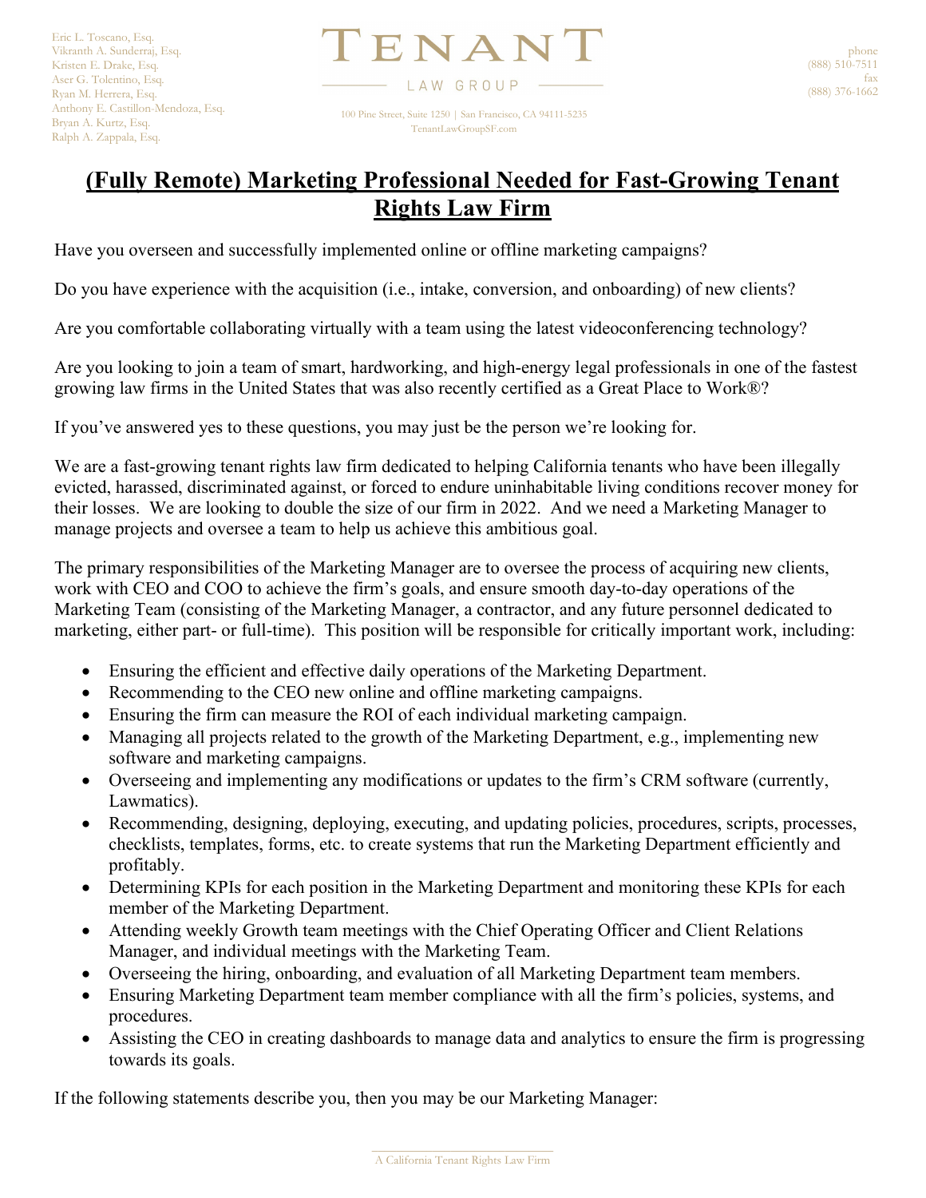Eric L. Toscano, Esq.
Vikranth A. Sunderraj, Esq.
Kristen E. Drake, Esq.
Aser G. Tolentino, Esq.
Ryan M. Herrera, Esq.
Anthony E. Castillon-Mendoza, Esq.
Bryan A. Kurtz, Esq.
Ralph A. Zappala, Esq.

TENANT LAW GROUP

100 Pine Street, Suite 1250 | San Francisco, CA 94111-5235
TenantLawGroupSF.com

phone
(888) 510-7511
fax
(888) 376-1662

# (Fully Remote) Marketing Professional Needed for Fast-Growing Tenant Rights Law Firm

Have you overseen and successfully implemented online or offline marketing campaigns?

Do you have experience with the acquisition (i.e., intake, conversion, and onboarding) of new clients?

Are you comfortable collaborating virtually with a team using the latest videoconferencing technology?

Are you looking to join a team of smart, hardworking, and high-energy legal professionals in one of the fastest growing law firms in the United States that was also recently certified as a Great Place to Work®?

If you've answered yes to these questions, you may just be the person we're looking for.

We are a fast-growing tenant rights law firm dedicated to helping California tenants who have been illegally evicted, harassed, discriminated against, or forced to endure uninhabitable living conditions recover money for their losses. We are looking to double the size of our firm in 2022. And we need a Marketing Manager to manage projects and oversee a team to help us achieve this ambitious goal.

The primary responsibilities of the Marketing Manager are to oversee the process of acquiring new clients, work with CEO and COO to achieve the firm's goals, and ensure smooth day-to-day operations of the Marketing Team (consisting of the Marketing Manager, a contractor, and any future personnel dedicated to marketing, either part- or full-time). This position will be responsible for critically important work, including:

- Ensuring the efficient and effective daily operations of the Marketing Department.
- Recommending to the CEO new online and offline marketing campaigns.
- Ensuring the firm can measure the ROI of each individual marketing campaign.
- Managing all projects related to the growth of the Marketing Department, e.g., implementing new software and marketing campaigns.
- Overseeing and implementing any modifications or updates to the firm's CRM software (currently, Lawmatics).
- Recommending, designing, deploying, executing, and updating policies, procedures, scripts, processes, checklists, templates, forms, etc. to create systems that run the Marketing Department efficiently and profitably.
- Determining KPIs for each position in the Marketing Department and monitoring these KPIs for each member of the Marketing Department.
- Attending weekly Growth team meetings with the Chief Operating Officer and Client Relations Manager, and individual meetings with the Marketing Team.
- Overseeing the hiring, onboarding, and evaluation of all Marketing Department team members.
- Ensuring Marketing Department team member compliance with all the firm's policies, systems, and procedures.
- Assisting the CEO in creating dashboards to manage data and analytics to ensure the firm is progressing towards its goals.

If the following statements describe you, then you may be our Marketing Manager: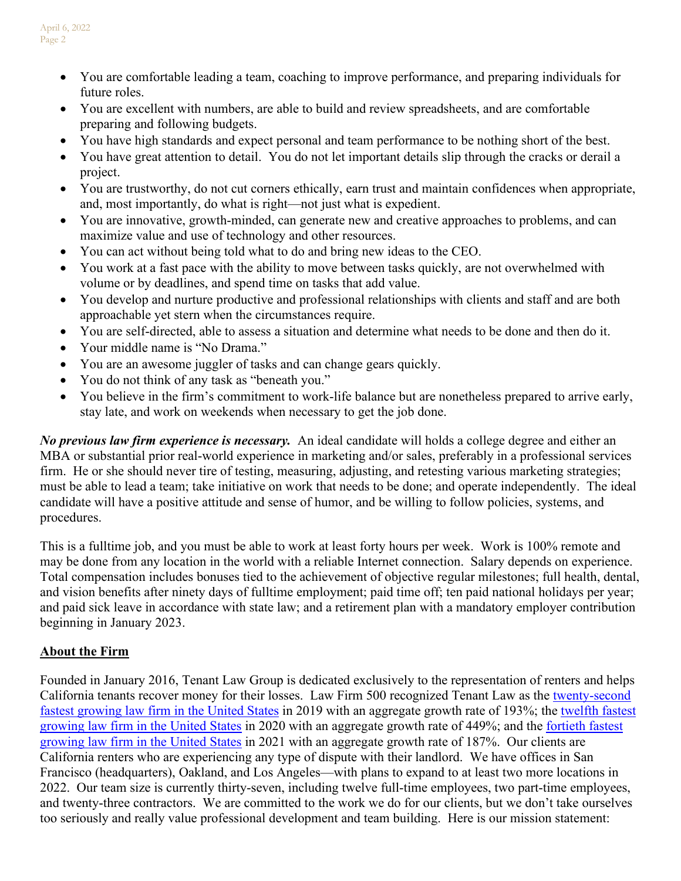- You are comfortable leading a team, coaching to improve performance, and preparing individuals for future roles.
- You are excellent with numbers, are able to build and review spreadsheets, and are comfortable preparing and following budgets.
- You have high standards and expect personal and team performance to be nothing short of the best.
- You have great attention to detail. You do not let important details slip through the cracks or derail a project.
- You are trustworthy, do not cut corners ethically, earn trust and maintain confidences when appropriate, and, most importantly, do what is right—not just what is expedient.
- You are innovative, growth-minded, can generate new and creative approaches to problems, and can maximize value and use of technology and other resources.
- You can act without being told what to do and bring new ideas to the CEO.
- You work at a fast pace with the ability to move between tasks quickly, are not overwhelmed with volume or by deadlines, and spend time on tasks that add value.
- You develop and nurture productive and professional relationships with clients and staff and are both approachable yet stern when the circumstances require.
- You are self-directed, able to assess a situation and determine what needs to be done and then do it.
- Your middle name is "No Drama."
- You are an awesome juggler of tasks and can change gears quickly.
- You do not think of any task as "beneath you."
- You believe in the firm's commitment to work-life balance but are nonetheless prepared to arrive early, stay late, and work on weekends when necessary to get the job done.

***No previous law firm experience is necessary.*** An ideal candidate will holds a college degree and either an MBA or substantial prior real-world experience in marketing and/or sales, preferably in a professional services firm. He or she should never tire of testing, measuring, adjusting, and retesting various marketing strategies; must be able to lead a team; take initiative on work that needs to be done; and operate independently. The ideal candidate will have a positive attitude and sense of humor, and be willing to follow policies, systems, and procedures.

This is a fulltime job, and you must be able to work at least forty hours per week. Work is 100% remote and may be done from any location in the world with a reliable Internet connection. Salary depends on experience. Total compensation includes bonuses tied to the achievement of objective regular milestones; full health, dental, and vision benefits after ninety days of fulltime employment; paid time off; ten paid national holidays per year; and paid sick leave in accordance with state law; and a retirement plan with a mandatory employer contribution beginning in January 2023.

## About the Firm

Founded in January 2016, Tenant Law Group is dedicated exclusively to the representation of renters and helps California tenants recover money for their losses. Law Firm 500 recognized Tenant Law as the twenty-second fastest growing law firm in the United States in 2019 with an aggregate growth rate of 193%; the twelfth fastest growing law firm in the United States in 2020 with an aggregate growth rate of 449%; and the fortieth fastest growing law firm in the United States in 2021 with an aggregate growth rate of 187%. Our clients are California renters who are experiencing any type of dispute with their landlord. We have offices in San Francisco (headquarters), Oakland, and Los Angeles—with plans to expand to at least two more locations in 2022. Our team size is currently thirty-seven, including twelve full-time employees, two part-time employees, and twenty-three contractors. We are committed to the work we do for our clients, but we don't take ourselves too seriously and really value professional development and team building. Here is our mission statement: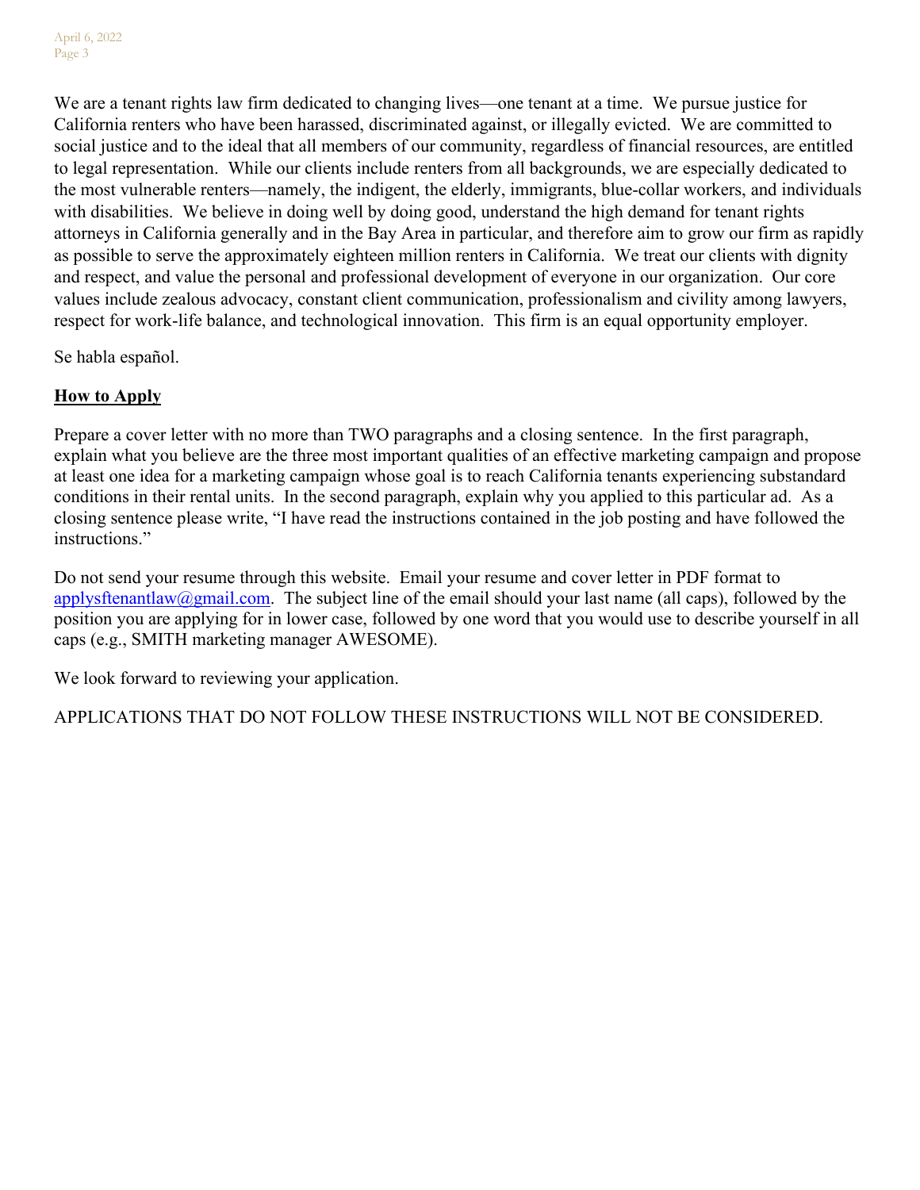We are a tenant rights law firm dedicated to changing lives—one tenant at a time. We pursue justice for California renters who have been harassed, discriminated against, or illegally evicted. We are committed to social justice and to the ideal that all members of our community, regardless of financial resources, are entitled to legal representation. While our clients include renters from all backgrounds, we are especially dedicated to the most vulnerable renters—namely, the indigent, the elderly, immigrants, blue-collar workers, and individuals with disabilities. We believe in doing well by doing good, understand the high demand for tenant rights attorneys in California generally and in the Bay Area in particular, and therefore aim to grow our firm as rapidly as possible to serve the approximately eighteen million renters in California. We treat our clients with dignity and respect, and value the personal and professional development of everyone in our organization. Our core values include zealous advocacy, constant client communication, professionalism and civility among lawyers, respect for work-life balance, and technological innovation. This firm is an equal opportunity employer.

Se habla español.

## **How to Apply**

Prepare a cover letter with no more than TWO paragraphs and a closing sentence. In the first paragraph, explain what you believe are the three most important qualities of an effective marketing campaign and propose at least one idea for a marketing campaign whose goal is to reach California tenants experiencing substandard conditions in their rental units. In the second paragraph, explain why you applied to this particular ad. As a closing sentence please write, "I have read the instructions contained in the job posting and have followed the instructions."

Do not send your resume through this website. Email your resume and cover letter in PDF format to applysftenantlaw@gmail.com. The subject line of the email should your last name (all caps), followed by the position you are applying for in lower case, followed by one word that you would use to describe yourself in all caps (e.g., SMITH marketing manager AWESOME).

We look forward to reviewing your application.

APPLICATIONS THAT DO NOT FOLLOW THESE INSTRUCTIONS WILL NOT BE CONSIDERED.